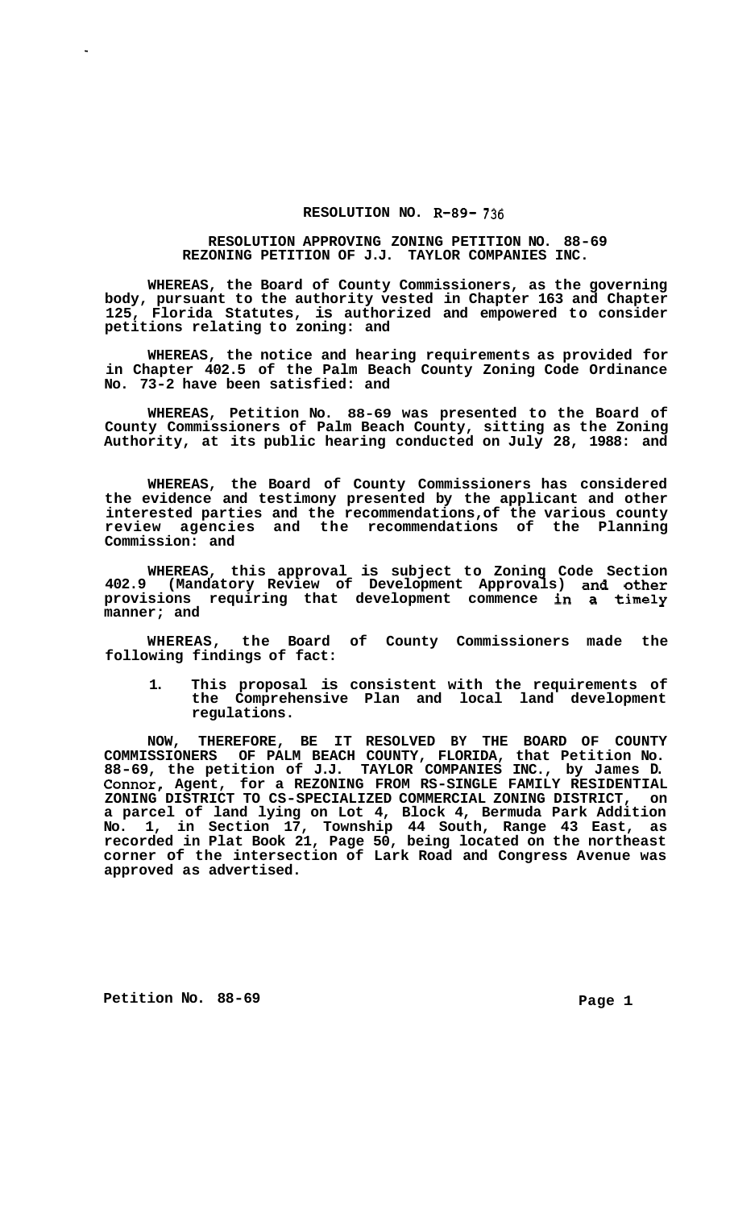# RESOLUTION NO. R-89- 736

## RESOLUTION APPROVING ZONING PETITION NO. 88-69 REZONING PETITION OF J.J. TAYLOR COMPANIES INC.

WHEREAS, the Board of County Commissioners, as the governing body, pursuant to the authority vested in Chapter 163 and Chapter 125, Florida Statutes, is authorized and empowered to consider petitions relating to zoning: and

WHEREAS, the notice and hearing requirements as provided for in Chapter 402.5 of the Palm Beach County Zoning Code Ordinance No. 73-2 have been satisfied: and

WHEREAS, Petition No. 88-69 was presented to the Board of County Commissioners of Palm Beach County, sitting as the Zoning Authority, at its public hearing conducted on July 28, 1988: and

WHEREAS, the Board of County Commissioners has considered the evidence and testimony presented by the applicant and other interested parties and the recommendations,of the various county review agencies and the recommendations of the Planning Commission: and

WHEREAS, this approval is subject to Zoning Code Section 402.9 (Mandatory Review of Development Approvals) and other provisions requiring that development commence in a timely manner; and

WHEREAS, the Board of County Commissioners made the following findings of fact:

1. This proposal is consistent with the requirements of the Comprehensive Plan and local land development regulations.

NOW, THEREFORE, BE IT RESOLVED BY THE BOARD OF COUNTY COMMISSIONERS OF PALM BEACH COUNTY, FLORIDA, that Petition No. 88-69, the petition of J.J. TAYLOR COMPANIES INC., by James D. Connor, Agent, for a REZONING FROM RS-SINGLE FAMILY RESIDENTIAL ZONING DISTRICT TO CS-SPECIALIZED COMMERCIAL ZONING DISTRICT, on a parcel of land lying on Lot 4, Block 4, Bermuda Park Addition No. 1, in Section 17, Township 44 South, Range 43 East, as recorded in Plat Book 21, Page 50, being located on the northeast corner of the intersection of Lark Road and Congress Avenue was approved as advertised.

Petition No. 88-69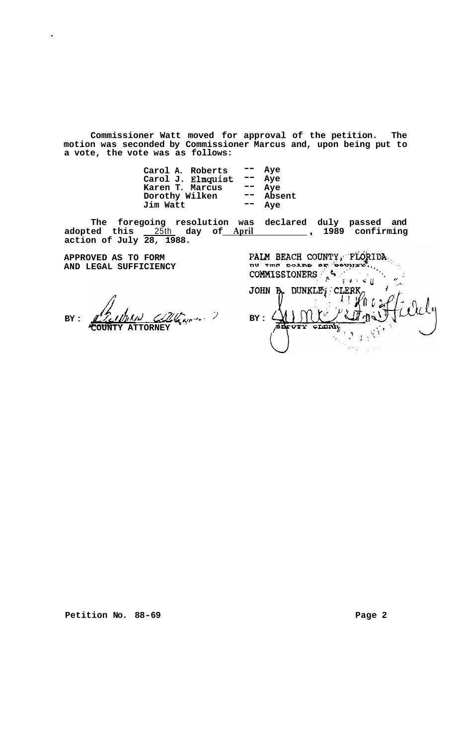Commissioner Watt moved for approval of the petition. The motion was seconded by Commissioner Marcus and, upon being put to a vote, the vote was as follows:

| | | |
|---|---|---|
| Carol A. Roberts | -- | Aye |
| Carol J. Elmquist | -- | Aye |
| Karen T. Marcus | -- | Aye |
| Dorothy Wilken | -- | Absent |
| Jim Watt | -- | Aye |

The foregoing resolution was declared duly passed and adopted this 25th day of April, 1989 confirming action of July 28, 1988.

APPROVED AS TO FORM AND LEGAL SUFFICIENCY

BY: COUNTY ATTORNEY

PALM BEACH COUNTY, FLORIDA BY ITS BOARD OF COUNTY COMMISSIONERS

JOHN B. DUNKLE, CLERK

BY: DEPUTY CLERK

Petition No. 88-69